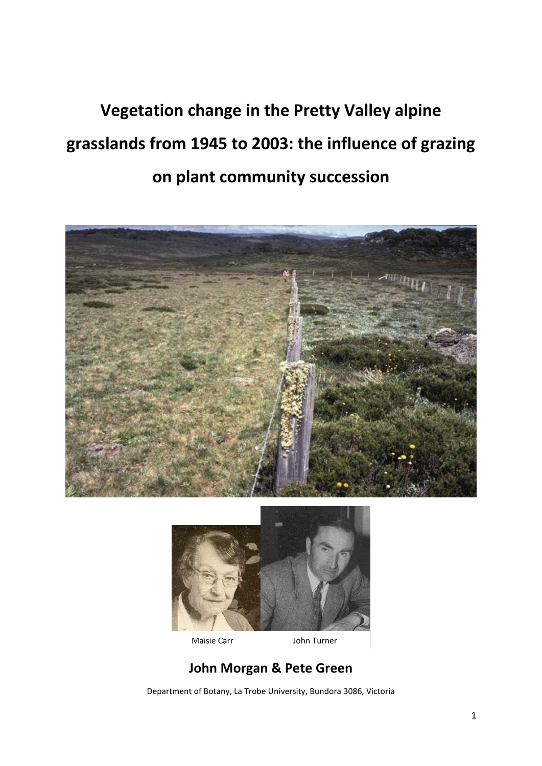# Vegetation change in the Pretty Valley alpine grasslands from 1945 to 2003: the influence of grazing on plant community succession

Maisie Carr John Turner

**John Morgan & Pete Green**

Department of Botany, La Trobe University, Bundora 3086, Victoria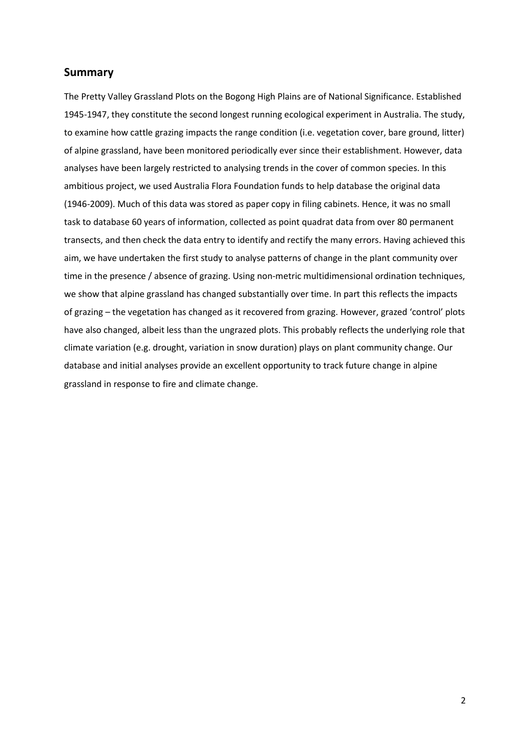## Summary

The Pretty Valley Grassland Plots on the Bogong High Plains are of National Significance. Established 1945-1947, they constitute the second longest running ecological experiment in Australia. The study, to examine how cattle grazing impacts the range condition (i.e. vegetation cover, bare ground, litter) of alpine grassland, have been monitored periodically ever since their establishment. However, data analyses have been largely restricted to analysing trends in the cover of common species. In this ambitious project, we used Australia Flora Foundation funds to help database the original data (1946-2009). Much of this data was stored as paper copy in filing cabinets. Hence, it was no small task to database 60 years of information, collected as point quadrat data from over 80 permanent transects, and then check the data entry to identify and rectify the many errors. Having achieved this aim, we have undertaken the first study to analyse patterns of change in the plant community over time in the presence / absence of grazing. Using non-metric multidimensional ordination techniques, we show that alpine grassland has changed substantially over time. In part this reflects the impacts of grazing – the vegetation has changed as it recovered from grazing. However, grazed 'control' plots have also changed, albeit less than the ungrazed plots. This probably reflects the underlying role that climate variation (e.g. drought, variation in snow duration) plays on plant community change. Our database and initial analyses provide an excellent opportunity to track future change in alpine grassland in response to fire and climate change.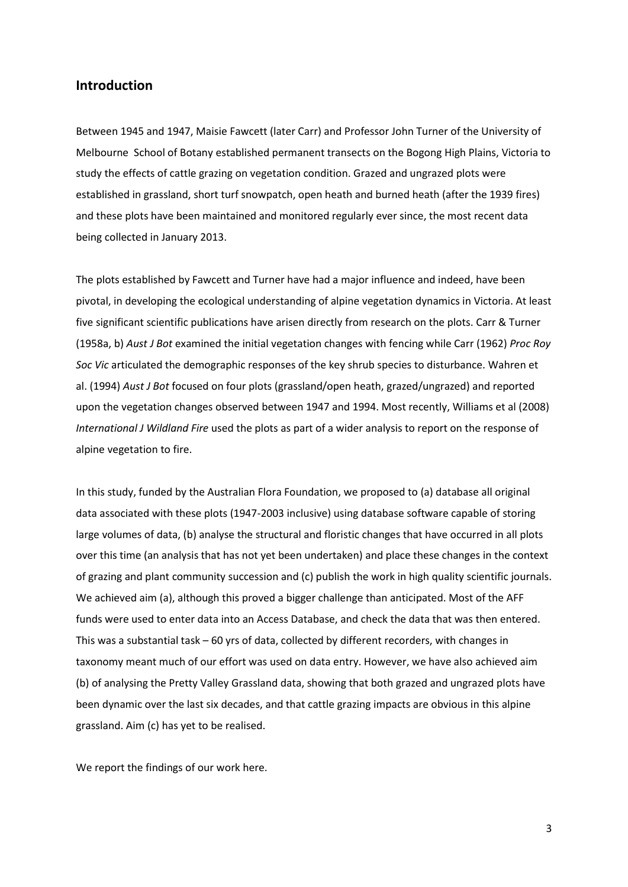## Introduction

Between 1945 and 1947, Maisie Fawcett (later Carr) and Professor John Turner of the University of Melbourne School of Botany established permanent transects on the Bogong High Plains, Victoria to study the effects of cattle grazing on vegetation condition. Grazed and ungrazed plots were established in grassland, short turf snowpatch, open heath and burned heath (after the 1939 fires) and these plots have been maintained and monitored regularly ever since, the most recent data being collected in January 2013.

The plots established by Fawcett and Turner have had a major influence and indeed, have been pivotal, in developing the ecological understanding of alpine vegetation dynamics in Victoria. At least five significant scientific publications have arisen directly from research on the plots. Carr & Turner (1958a, b) *Aust J Bot* examined the initial vegetation changes with fencing while Carr (1962) *Proc Roy Soc Vic* articulated the demographic responses of the key shrub species to disturbance. Wahren et al. (1994) *Aust J Bot* focused on four plots (grassland/open heath, grazed/ungrazed) and reported upon the vegetation changes observed between 1947 and 1994. Most recently, Williams et al (2008) *International J Wildland Fire* used the plots as part of a wider analysis to report on the response of alpine vegetation to fire.

In this study, funded by the Australian Flora Foundation, we proposed to (a) database all original data associated with these plots (1947-2003 inclusive) using database software capable of storing large volumes of data, (b) analyse the structural and floristic changes that have occurred in all plots over this time (an analysis that has not yet been undertaken) and place these changes in the context of grazing and plant community succession and (c) publish the work in high quality scientific journals. We achieved aim (a), although this proved a bigger challenge than anticipated. Most of the AFF funds were used to enter data into an Access Database, and check the data that was then entered. This was a substantial task – 60 yrs of data, collected by different recorders, with changes in taxonomy meant much of our effort was used on data entry. However, we have also achieved aim (b) of analysing the Pretty Valley Grassland data, showing that both grazed and ungrazed plots have been dynamic over the last six decades, and that cattle grazing impacts are obvious in this alpine grassland. Aim (c) has yet to be realised.

We report the findings of our work here.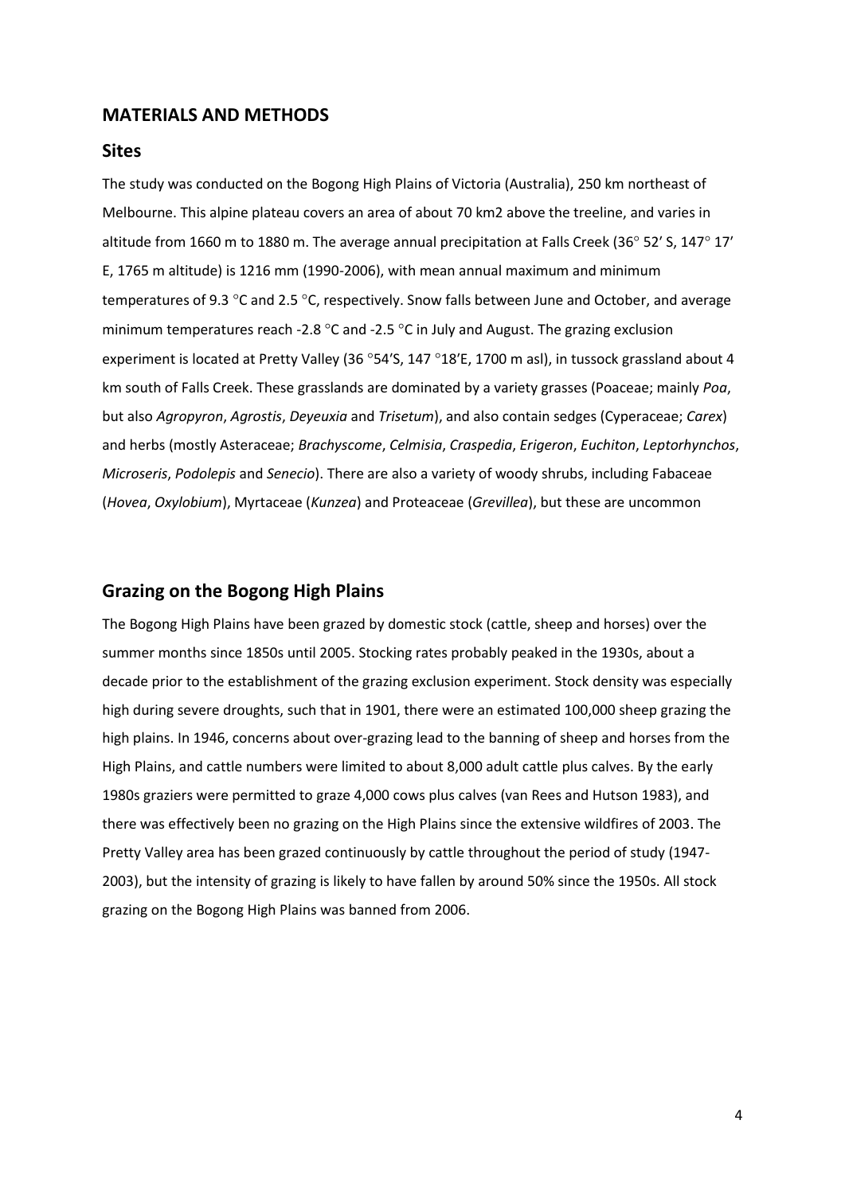## MATERIALS AND METHODS

### Sites

The study was conducted on the Bogong High Plains of Victoria (Australia), 250 km northeast of Melbourne. This alpine plateau covers an area of about 70 km2 above the treeline, and varies in altitude from 1660 m to 1880 m. The average annual precipitation at Falls Creek (36° 52′ S, 147° 17′ E, 1765 m altitude) is 1216 mm (1990-2006), with mean annual maximum and minimum temperatures of 9.3 °C and 2.5 °C, respectively. Snow falls between June and October, and average minimum temperatures reach -2.8 °C and -2.5 °C in July and August. The grazing exclusion experiment is located at Pretty Valley (36 °54′S, 147 °18′E, 1700 m asl), in tussock grassland about 4 km south of Falls Creek. These grasslands are dominated by a variety grasses (Poaceae; mainly *Poa*, but also *Agropyron*, *Agrostis*, *Deyeuxia* and *Trisetum*), and also contain sedges (Cyperaceae; *Carex*) and herbs (mostly Asteraceae; *Brachyscome*, *Celmisia*, *Craspedia*, *Erigeron*, *Euchiton*, *Leptorhynchos*, *Microseris*, *Podolepis* and *Senecio*). There are also a variety of woody shrubs, including Fabaceae (*Hovea*, *Oxylobium*), Myrtaceae (*Kunzea*) and Proteaceae (*Grevillea*), but these are uncommon

## Grazing on the Bogong High Plains

The Bogong High Plains have been grazed by domestic stock (cattle, sheep and horses) over the summer months since 1850s until 2005. Stocking rates probably peaked in the 1930s, about a decade prior to the establishment of the grazing exclusion experiment. Stock density was especially high during severe droughts, such that in 1901, there were an estimated 100,000 sheep grazing the high plains. In 1946, concerns about over-grazing lead to the banning of sheep and horses from the High Plains, and cattle numbers were limited to about 8,000 adult cattle plus calves. By the early 1980s graziers were permitted to graze 4,000 cows plus calves (van Rees and Hutson 1983), and there was effectively been no grazing on the High Plains since the extensive wildfires of 2003. The Pretty Valley area has been grazed continuously by cattle throughout the period of study (1947-2003), but the intensity of grazing is likely to have fallen by around 50% since the 1950s. All stock grazing on the Bogong High Plains was banned from 2006.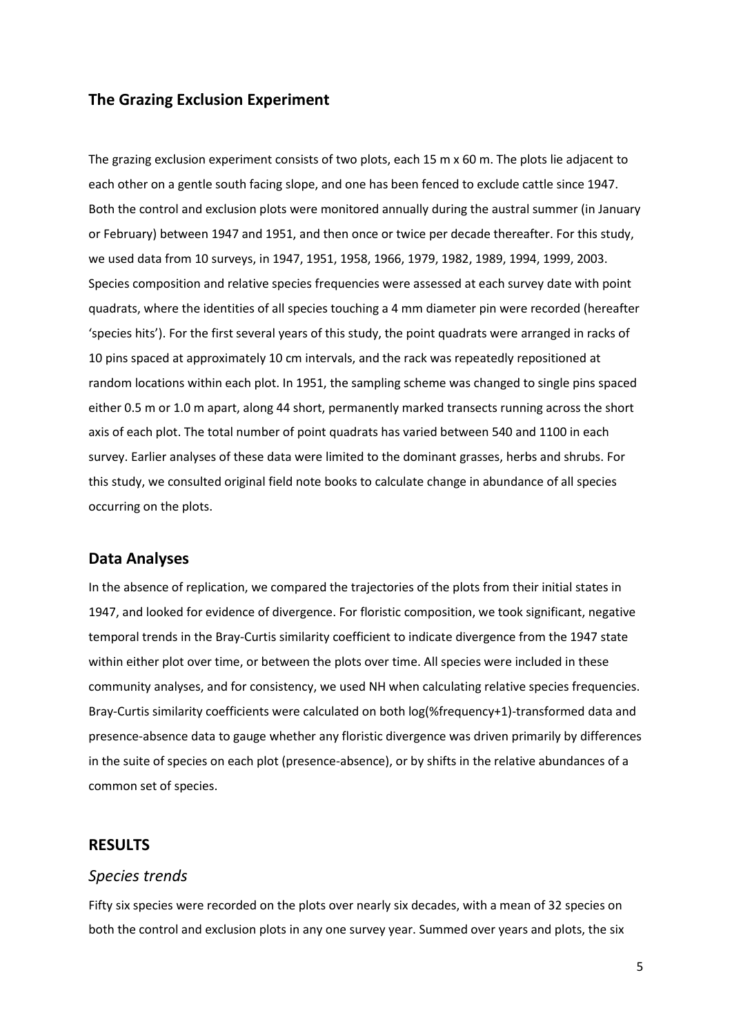## The Grazing Exclusion Experiment

The grazing exclusion experiment consists of two plots, each 15 m x 60 m. The plots lie adjacent to each other on a gentle south facing slope, and one has been fenced to exclude cattle since 1947. Both the control and exclusion plots were monitored annually during the austral summer (in January or February) between 1947 and 1951, and then once or twice per decade thereafter. For this study, we used data from 10 surveys, in 1947, 1951, 1958, 1966, 1979, 1982, 1989, 1994, 1999, 2003. Species composition and relative species frequencies were assessed at each survey date with point quadrats, where the identities of all species touching a 4 mm diameter pin were recorded (hereafter 'species hits'). For the first several years of this study, the point quadrats were arranged in racks of 10 pins spaced at approximately 10 cm intervals, and the rack was repeatedly repositioned at random locations within each plot. In 1951, the sampling scheme was changed to single pins spaced either 0.5 m or 1.0 m apart, along 44 short, permanently marked transects running across the short axis of each plot. The total number of point quadrats has varied between 540 and 1100 in each survey. Earlier analyses of these data were limited to the dominant grasses, herbs and shrubs. For this study, we consulted original field note books to calculate change in abundance of all species occurring on the plots.

## Data Analyses

In the absence of replication, we compared the trajectories of the plots from their initial states in 1947, and looked for evidence of divergence. For floristic composition, we took significant, negative temporal trends in the Bray-Curtis similarity coefficient to indicate divergence from the 1947 state within either plot over time, or between the plots over time. All species were included in these community analyses, and for consistency, we used NH when calculating relative species frequencies. Bray-Curtis similarity coefficients were calculated on both log(%frequency+1)-transformed data and presence-absence data to gauge whether any floristic divergence was driven primarily by differences in the suite of species on each plot (presence-absence), or by shifts in the relative abundances of a common set of species.

## RESULTS

### *Species trends*

Fifty six species were recorded on the plots over nearly six decades, with a mean of 32 species on both the control and exclusion plots in any one survey year. Summed over years and plots, the six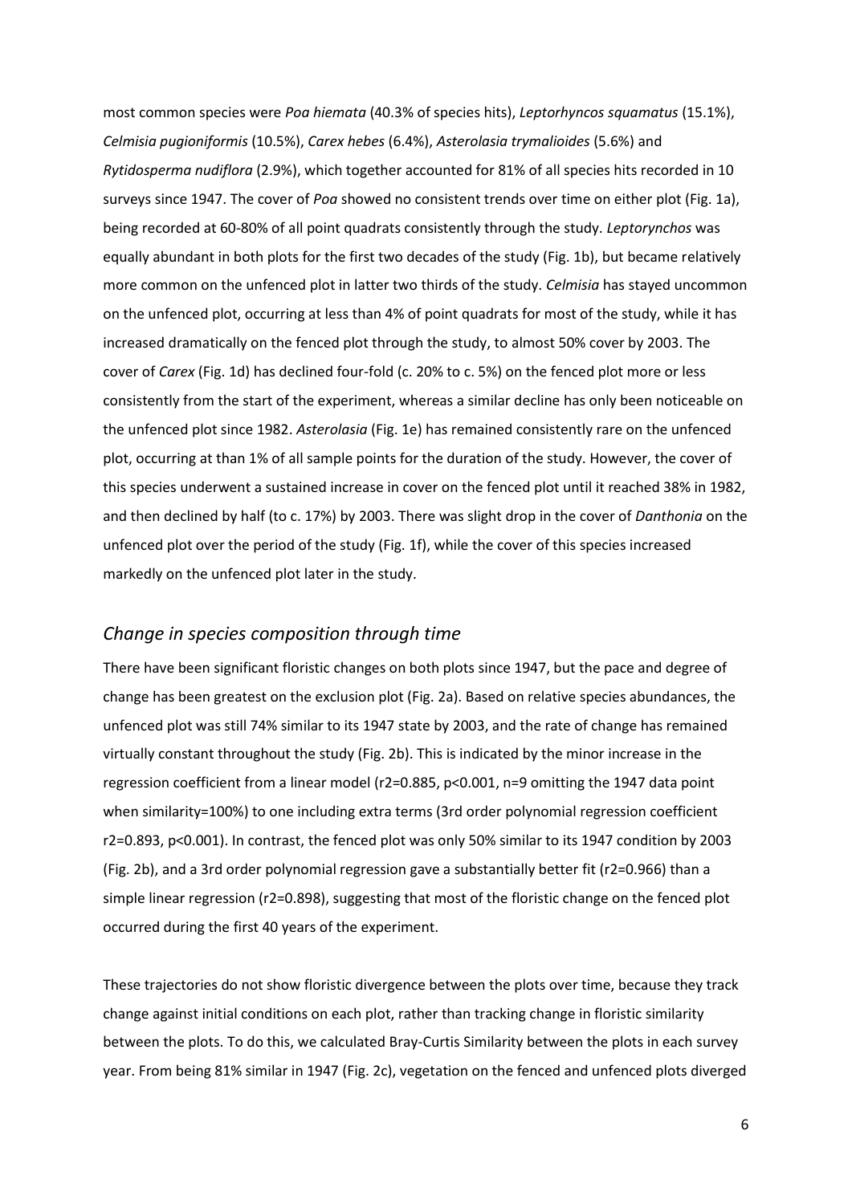most common species were *Poa hiemata* (40.3% of species hits), *Leptorhyncos squamatus* (15.1%), *Celmisia pugioniformis* (10.5%), *Carex hebes* (6.4%), *Asterolasia trymalioides* (5.6%) and *Rytidosperma nudiflora* (2.9%), which together accounted for 81% of all species hits recorded in 10 surveys since 1947. The cover of *Poa* showed no consistent trends over time on either plot (Fig. 1a), being recorded at 60-80% of all point quadrats consistently through the study. *Leptorynchos* was equally abundant in both plots for the first two decades of the study (Fig. 1b), but became relatively more common on the unfenced plot in latter two thirds of the study. *Celmisia* has stayed uncommon on the unfenced plot, occurring at less than 4% of point quadrats for most of the study, while it has increased dramatically on the fenced plot through the study, to almost 50% cover by 2003. The cover of *Carex* (Fig. 1d) has declined four-fold (c. 20% to c. 5%) on the fenced plot more or less consistently from the start of the experiment, whereas a similar decline has only been noticeable on the unfenced plot since 1982. *Asterolasia* (Fig. 1e) has remained consistently rare on the unfenced plot, occurring at than 1% of all sample points for the duration of the study. However, the cover of this species underwent a sustained increase in cover on the fenced plot until it reached 38% in 1982, and then declined by half (to c. 17%) by 2003. There was slight drop in the cover of *Danthonia* on the unfenced plot over the period of the study (Fig. 1f), while the cover of this species increased markedly on the unfenced plot later in the study.

## *Change in species composition through time*

There have been significant floristic changes on both plots since 1947, but the pace and degree of change has been greatest on the exclusion plot (Fig. 2a). Based on relative species abundances, the unfenced plot was still 74% similar to its 1947 state by 2003, and the rate of change has remained virtually constant throughout the study (Fig. 2b). This is indicated by the minor increase in the regression coefficient from a linear model ($r2=0.885$, $p<0.001$, $n=9$ omitting the 1947 data point when similarity=100%) to one including extra terms (3rd order polynomial regression coefficient $r2=0.893$, $p<0.001$). In contrast, the fenced plot was only 50% similar to its 1947 condition by 2003 (Fig. 2b), and a 3rd order polynomial regression gave a substantially better fit ($r2=0.966$) than a simple linear regression ($r2=0.898$), suggesting that most of the floristic change on the fenced plot occurred during the first 40 years of the experiment.

These trajectories do not show floristic divergence between the plots over time, because they track change against initial conditions on each plot, rather than tracking change in floristic similarity between the plots. To do this, we calculated Bray-Curtis Similarity between the plots in each survey year. From being 81% similar in 1947 (Fig. 2c), vegetation on the fenced and unfenced plots diverged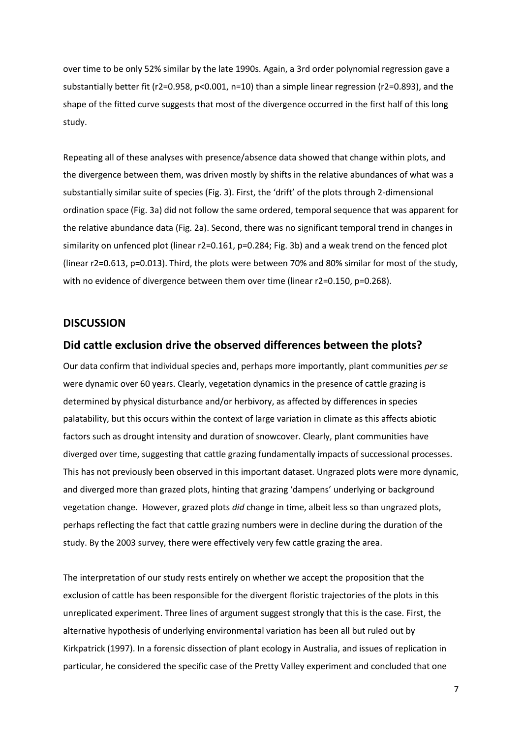over time to be only 52% similar by the late 1990s. Again, a 3rd order polynomial regression gave a substantially better fit ($r^2$=0.958, $p$<0.001, $n$=10) than a simple linear regression ($r^2$=0.893), and the shape of the fitted curve suggests that most of the divergence occurred in the first half of this long study.

Repeating all of these analyses with presence/absence data showed that change within plots, and the divergence between them, was driven mostly by shifts in the relative abundances of what was a substantially similar suite of species (Fig. 3). First, the 'drift' of the plots through 2-dimensional ordination space (Fig. 3a) did not follow the same ordered, temporal sequence that was apparent for the relative abundance data (Fig. 2a). Second, there was no significant temporal trend in changes in similarity on unfenced plot (linear $r^2$=0.161, $p$=0.284; Fig. 3b) and a weak trend on the fenced plot (linear $r^2$=0.613, $p$=0.013). Third, the plots were between 70% and 80% similar for most of the study, with no evidence of divergence between them over time (linear $r^2$=0.150, $p$=0.268).

## DISCUSSION

## Did cattle exclusion drive the observed differences between the plots?

Our data confirm that individual species and, perhaps more importantly, plant communities *per se* were dynamic over 60 years. Clearly, vegetation dynamics in the presence of cattle grazing is determined by physical disturbance and/or herbivory, as affected by differences in species palatability, but this occurs within the context of large variation in climate as this affects abiotic factors such as drought intensity and duration of snowcover. Clearly, plant communities have diverged over time, suggesting that cattle grazing fundamentally impacts of successional processes. This has not previously been observed in this important dataset. Ungrazed plots were more dynamic, and diverged more than grazed plots, hinting that grazing 'dampens' underlying or background vegetation change. However, grazed plots *did* change in time, albeit less so than ungrazed plots, perhaps reflecting the fact that cattle grazing numbers were in decline during the duration of the study. By the 2003 survey, there were effectively very few cattle grazing the area.

The interpretation of our study rests entirely on whether we accept the proposition that the exclusion of cattle has been responsible for the divergent floristic trajectories of the plots in this unreplicated experiment. Three lines of argument suggest strongly that this is the case. First, the alternative hypothesis of underlying environmental variation has been all but ruled out by Kirkpatrick (1997). In a forensic dissection of plant ecology in Australia, and issues of replication in particular, he considered the specific case of the Pretty Valley experiment and concluded that one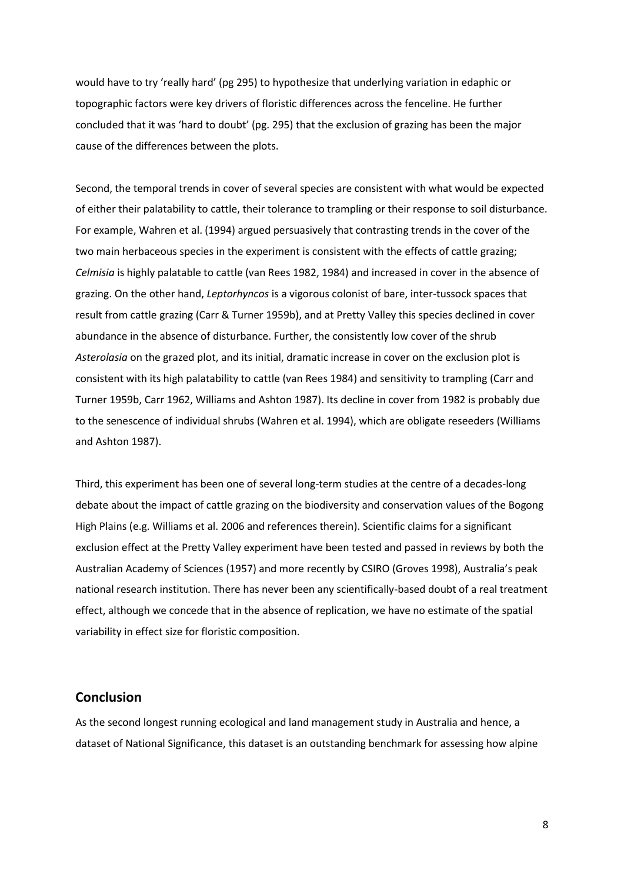would have to try 'really hard' (pg 295) to hypothesize that underlying variation in edaphic or topographic factors were key drivers of floristic differences across the fenceline. He further concluded that it was 'hard to doubt' (pg. 295) that the exclusion of grazing has been the major cause of the differences between the plots.

Second, the temporal trends in cover of several species are consistent with what would be expected of either their palatability to cattle, their tolerance to trampling or their response to soil disturbance. For example, Wahren et al. (1994) argued persuasively that contrasting trends in the cover of the two main herbaceous species in the experiment is consistent with the effects of cattle grazing; *Celmisia* is highly palatable to cattle (van Rees 1982, 1984) and increased in cover in the absence of grazing. On the other hand, *Leptorhyncos* is a vigorous colonist of bare, inter-tussock spaces that result from cattle grazing (Carr & Turner 1959b), and at Pretty Valley this species declined in cover abundance in the absence of disturbance. Further, the consistently low cover of the shrub *Asterolasia* on the grazed plot, and its initial, dramatic increase in cover on the exclusion plot is consistent with its high palatability to cattle (van Rees 1984) and sensitivity to trampling (Carr and Turner 1959b, Carr 1962, Williams and Ashton 1987). Its decline in cover from 1982 is probably due to the senescence of individual shrubs (Wahren et al. 1994), which are obligate reseeders (Williams and Ashton 1987).

Third, this experiment has been one of several long-term studies at the centre of a decades-long debate about the impact of cattle grazing on the biodiversity and conservation values of the Bogong High Plains (e.g. Williams et al. 2006 and references therein). Scientific claims for a significant exclusion effect at the Pretty Valley experiment have been tested and passed in reviews by both the Australian Academy of Sciences (1957) and more recently by CSIRO (Groves 1998), Australia's peak national research institution. There has never been any scientifically-based doubt of a real treatment effect, although we concede that in the absence of replication, we have no estimate of the spatial variability in effect size for floristic composition.

## Conclusion

As the second longest running ecological and land management study in Australia and hence, a dataset of National Significance, this dataset is an outstanding benchmark for assessing how alpine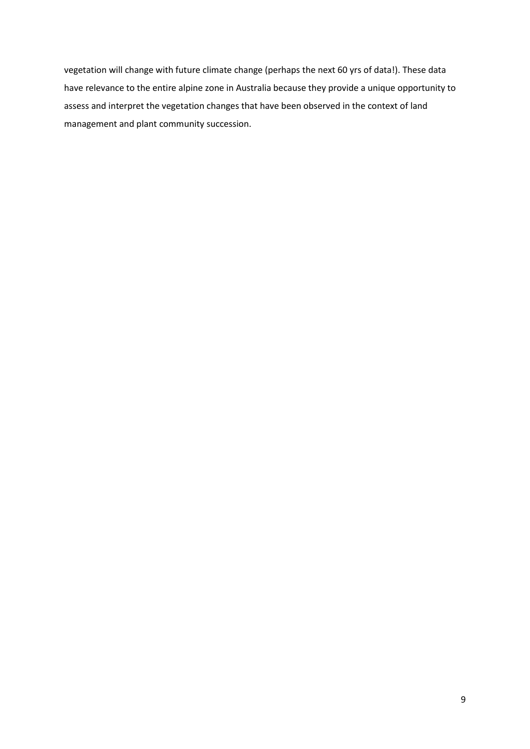vegetation will change with future climate change (perhaps the next 60 yrs of data!). These data have relevance to the entire alpine zone in Australia because they provide a unique opportunity to assess and interpret the vegetation changes that have been observed in the context of land management and plant community succession.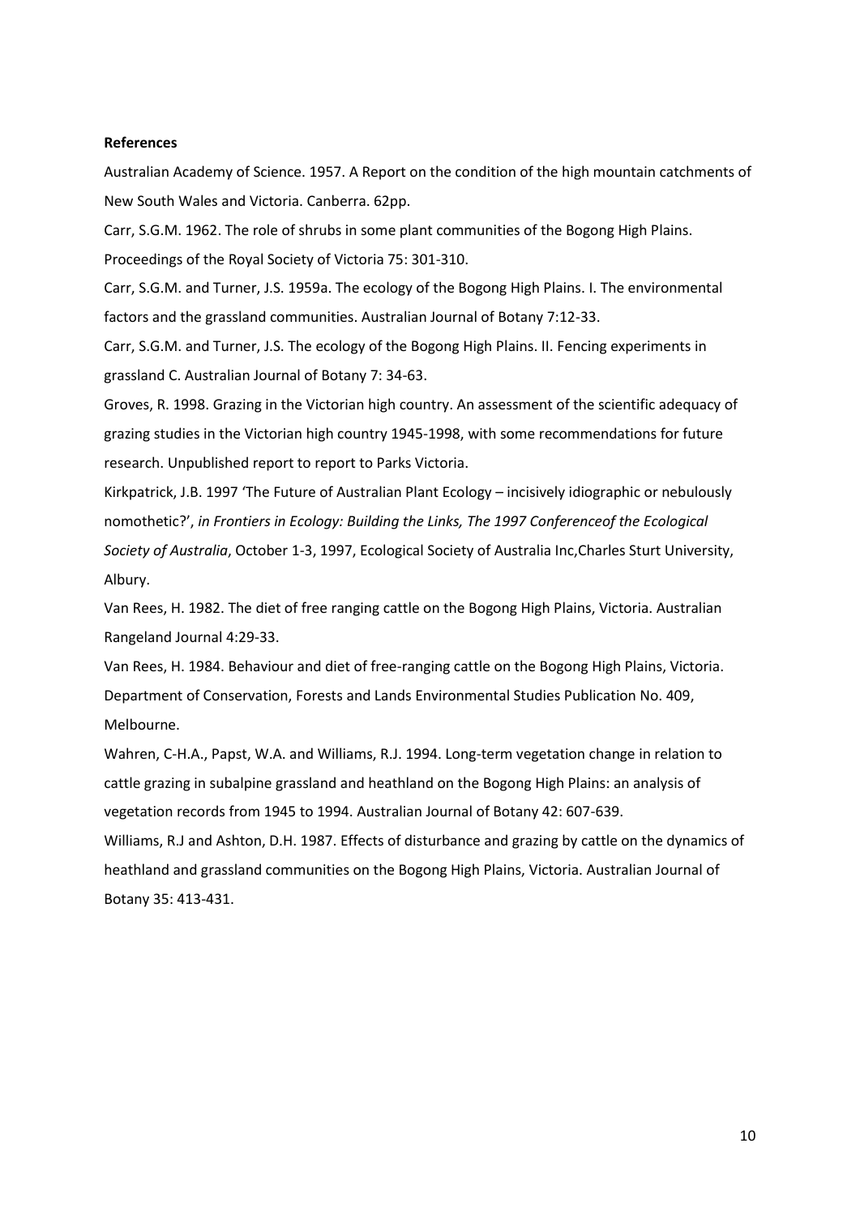**References**

Australian Academy of Science. 1957. A Report on the condition of the high mountain catchments of New South Wales and Victoria. Canberra. 62pp.

Carr, S.G.M. 1962. The role of shrubs in some plant communities of the Bogong High Plains. Proceedings of the Royal Society of Victoria 75: 301-310.

Carr, S.G.M. and Turner, J.S. 1959a. The ecology of the Bogong High Plains. I. The environmental factors and the grassland communities. Australian Journal of Botany 7:12-33.

Carr, S.G.M. and Turner, J.S. The ecology of the Bogong High Plains. II. Fencing experiments in grassland C. Australian Journal of Botany 7: 34-63.

Groves, R. 1998. Grazing in the Victorian high country. An assessment of the scientific adequacy of grazing studies in the Victorian high country 1945-1998, with some recommendations for future research. Unpublished report to report to Parks Victoria.

Kirkpatrick, J.B. 1997 'The Future of Australian Plant Ecology – incisively idiographic or nebulously nomothetic?', *in Frontiers in Ecology: Building the Links, The 1997 Conferenceof the Ecological Society of Australia*, October 1-3, 1997, Ecological Society of Australia Inc,Charles Sturt University, Albury.

Van Rees, H. 1982. The diet of free ranging cattle on the Bogong High Plains, Victoria. Australian Rangeland Journal 4:29-33.

Van Rees, H. 1984. Behaviour and diet of free-ranging cattle on the Bogong High Plains, Victoria. Department of Conservation, Forests and Lands Environmental Studies Publication No. 409, Melbourne.

Wahren, C-H.A., Papst, W.A. and Williams, R.J. 1994. Long-term vegetation change in relation to cattle grazing in subalpine grassland and heathland on the Bogong High Plains: an analysis of vegetation records from 1945 to 1994. Australian Journal of Botany 42: 607-639.

Williams, R.J and Ashton, D.H. 1987. Effects of disturbance and grazing by cattle on the dynamics of heathland and grassland communities on the Bogong High Plains, Victoria. Australian Journal of Botany 35: 413-431.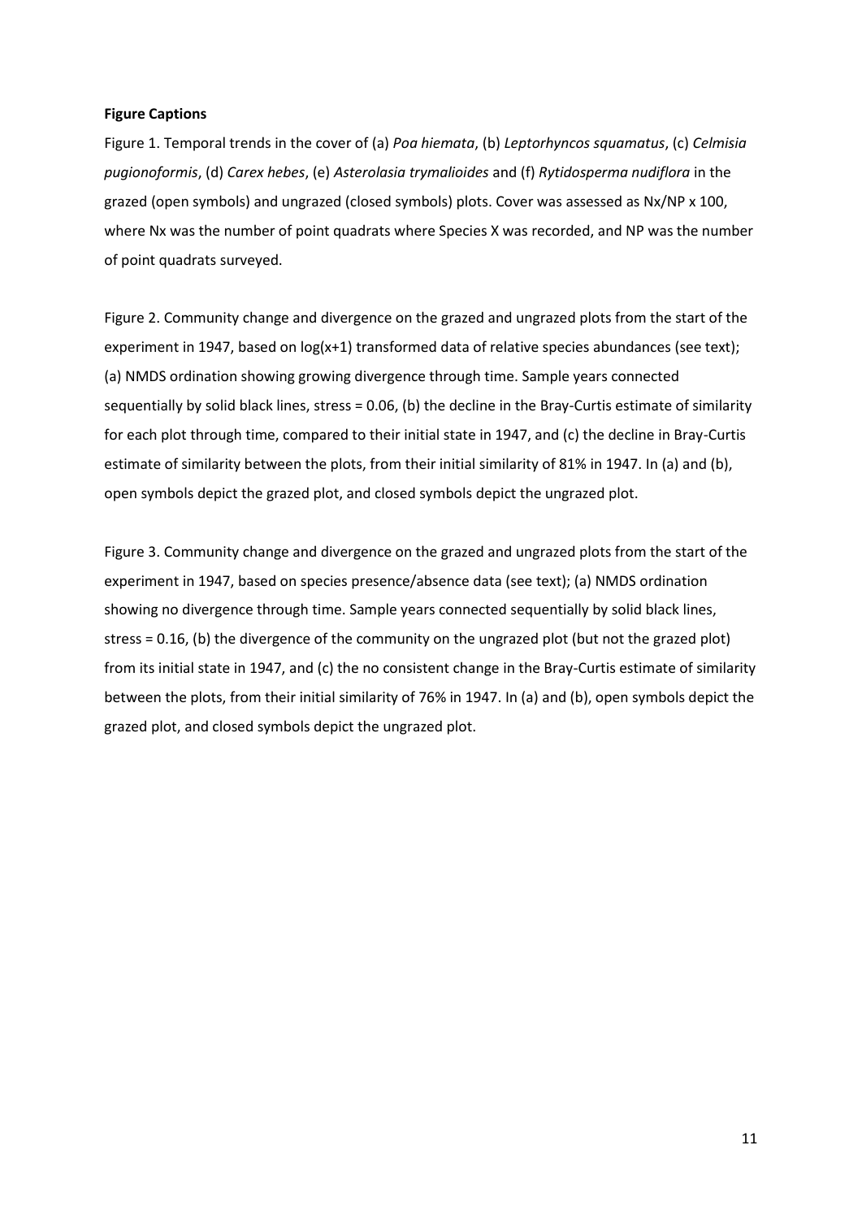**Figure Captions**

Figure 1. Temporal trends in the cover of (a) *Poa hiemata*, (b) *Leptorhyncos squamatus*, (c) *Celmisia pugionoformis*, (d) *Carex hebes*, (e) *Asterolasia trymalioides* and (f) *Rytidosperma nudiflora* in the grazed (open symbols) and ungrazed (closed symbols) plots. Cover was assessed as Nx/NP x 100, where Nx was the number of point quadrats where Species X was recorded, and NP was the number of point quadrats surveyed.

Figure 2. Community change and divergence on the grazed and ungrazed plots from the start of the experiment in 1947, based on log(x+1) transformed data of relative species abundances (see text); (a) NMDS ordination showing growing divergence through time. Sample years connected sequentially by solid black lines, stress = 0.06, (b) the decline in the Bray-Curtis estimate of similarity for each plot through time, compared to their initial state in 1947, and (c) the decline in Bray-Curtis estimate of similarity between the plots, from their initial similarity of 81% in 1947. In (a) and (b), open symbols depict the grazed plot, and closed symbols depict the ungrazed plot.

Figure 3. Community change and divergence on the grazed and ungrazed plots from the start of the experiment in 1947, based on species presence/absence data (see text); (a) NMDS ordination showing no divergence through time. Sample years connected sequentially by solid black lines, stress = 0.16, (b) the divergence of the community on the ungrazed plot (but not the grazed plot) from its initial state in 1947, and (c) the no consistent change in the Bray-Curtis estimate of similarity between the plots, from their initial similarity of 76% in 1947. In (a) and (b), open symbols depict the grazed plot, and closed symbols depict the ungrazed plot.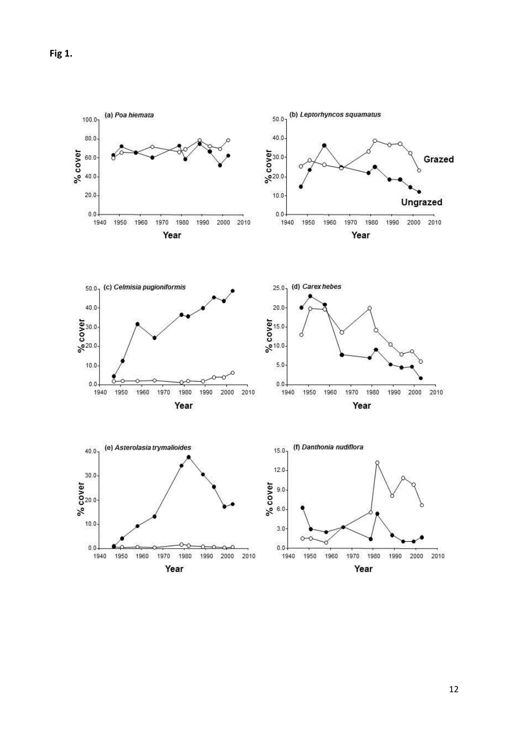**Fig 1.**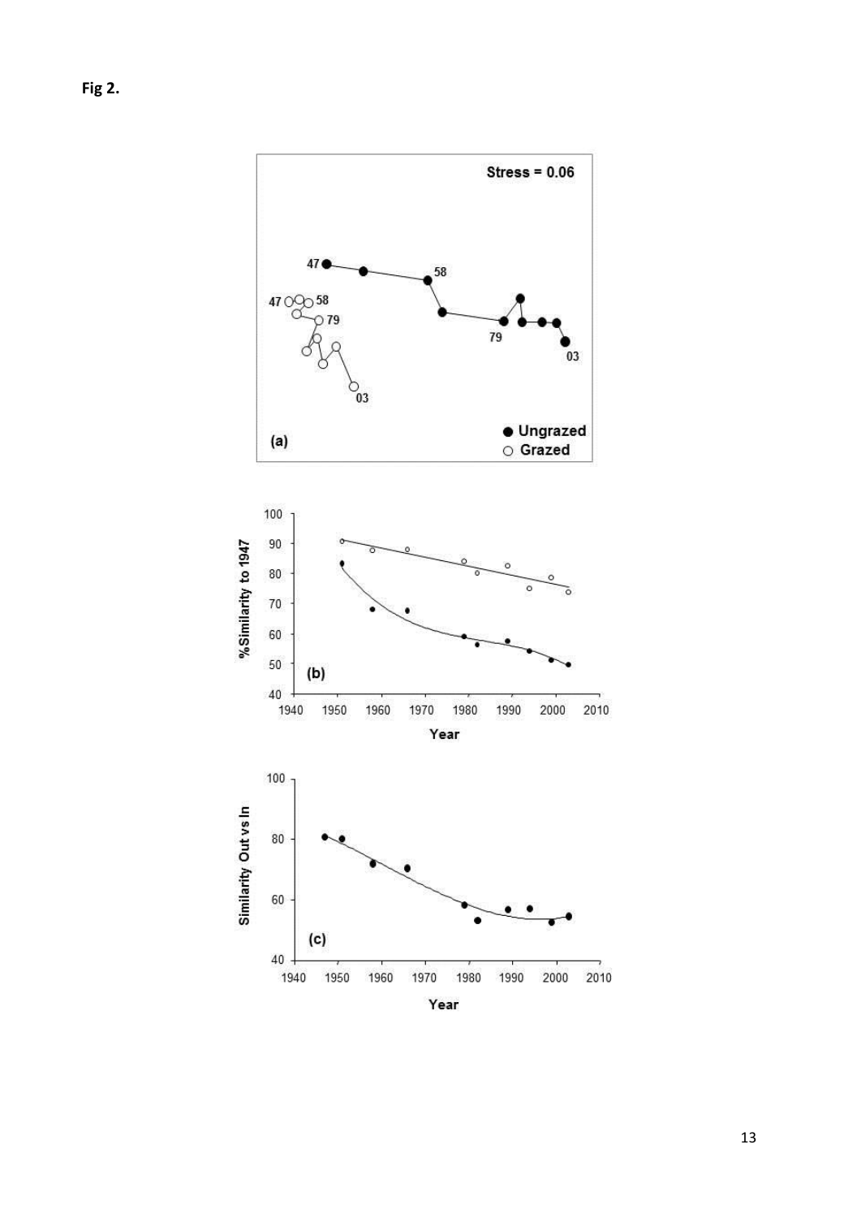**Fig 2.**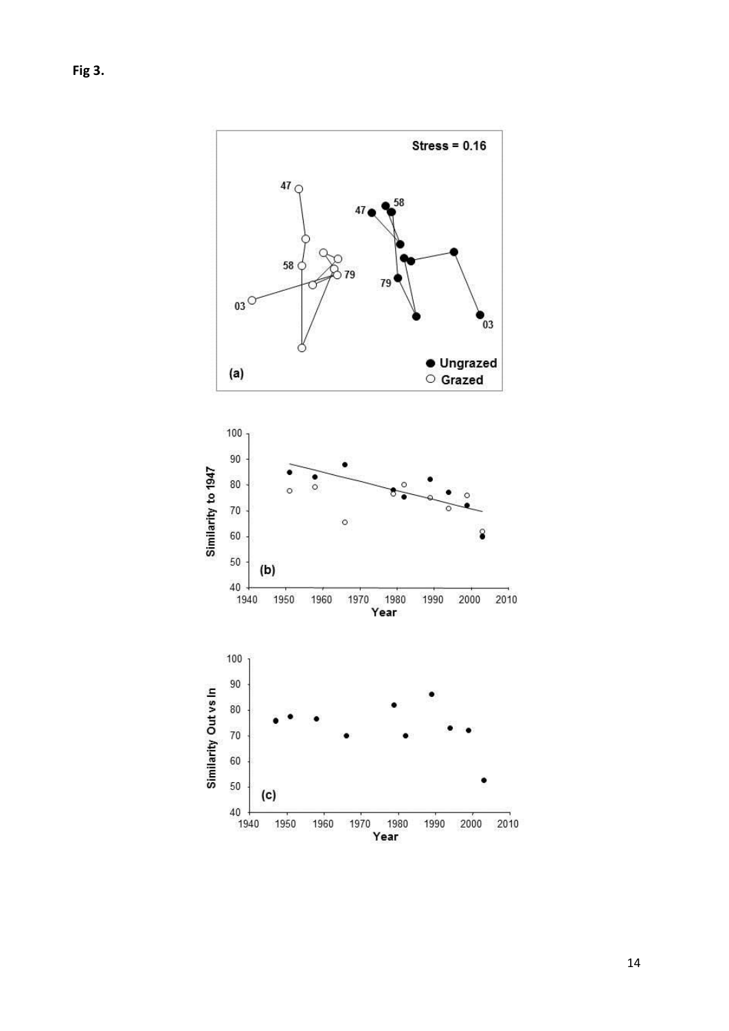**Fig 3.**

Stress = 0.16

47

58

79

03

47

58

79

03

(a)

Ungrazed

Grazed

Similarity to 1947

100

90

80

70

60

50

40

(b)

1940 1950 1960 1970 1980 1990 2000 2010

Year

Similarity Out vs In

100

90

80

70

60

50

40

(c)

1940 1950 1960 1970 1980 1990 2000 2010

Year